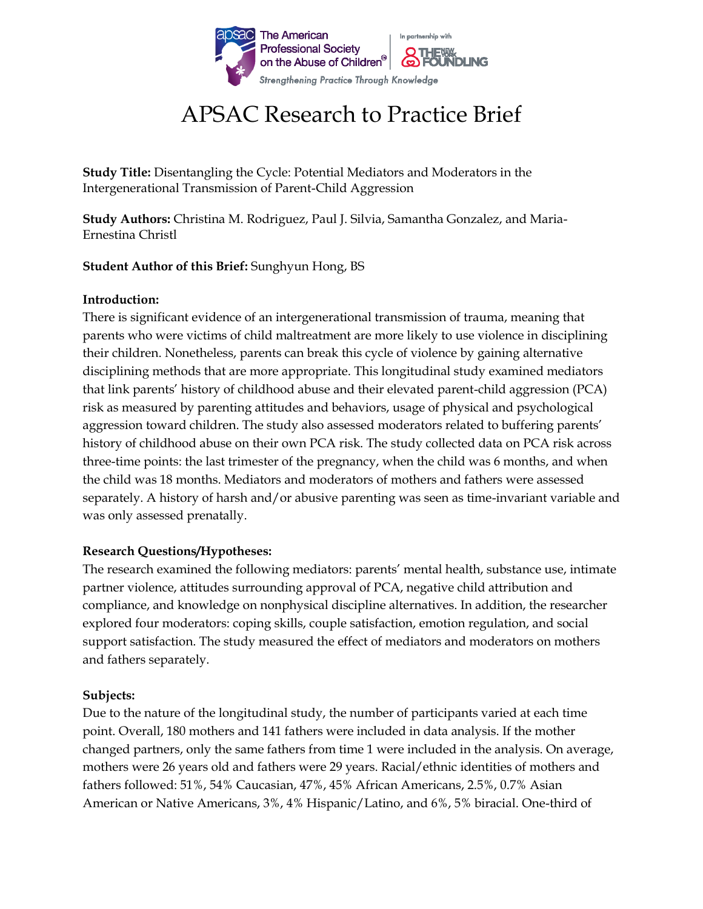# APSAC Research to Practice Brief

**Study Title:** Disentangling the Cycle: Potential Mediators and Moderators in the Intergenerational Transmission of Parent-Child Aggression

**Study Authors:** Christina M. Rodriguez, Paul J. Silvia, Samantha Gonzalez, and Maria-Ernestina Christl

**Student Author of this Brief:** Sunghyun Hong, BS

**Introduction:**

There is significant evidence of an intergenerational transmission of trauma, meaning that parents who were victims of child maltreatment are more likely to use violence in disciplining their children. Nonetheless, parents can break this cycle of violence by gaining alternative disciplining methods that are more appropriate. This longitudinal study examined mediators that link parents' history of childhood abuse and their elevated parent-child aggression (PCA) risk as measured by parenting attitudes and behaviors, usage of physical and psychological aggression toward children. The study also assessed moderators related to buffering parents' history of childhood abuse on their own PCA risk. The study collected data on PCA risk across three-time points: the last trimester of the pregnancy, when the child was 6 months, and when the child was 18 months. Mediators and moderators of mothers and fathers were assessed separately. A history of harsh and/or abusive parenting was seen as time-invariant variable and was only assessed prenatally.

**Research Questions/Hypotheses:**

The research examined the following mediators: parents' mental health, substance use, intimate partner violence, attitudes surrounding approval of PCA, negative child attribution and compliance, and knowledge on nonphysical discipline alternatives. In addition, the researcher explored four moderators: coping skills, couple satisfaction, emotion regulation, and social support satisfaction. The study measured the effect of mediators and moderators on mothers and fathers separately.

**Subjects:**

Due to the nature of the longitudinal study, the number of participants varied at each time point. Overall, 180 mothers and 141 fathers were included in data analysis. If the mother changed partners, only the same fathers from time 1 were included in the analysis. On average, mothers were 26 years old and fathers were 29 years. Racial/ethnic identities of mothers and fathers followed: 51%, 54% Caucasian, 47%, 45% African Americans, 2.5%, 0.7% Asian American or Native Americans, 3%, 4% Hispanic/Latino, and 6%, 5% biracial. One-third of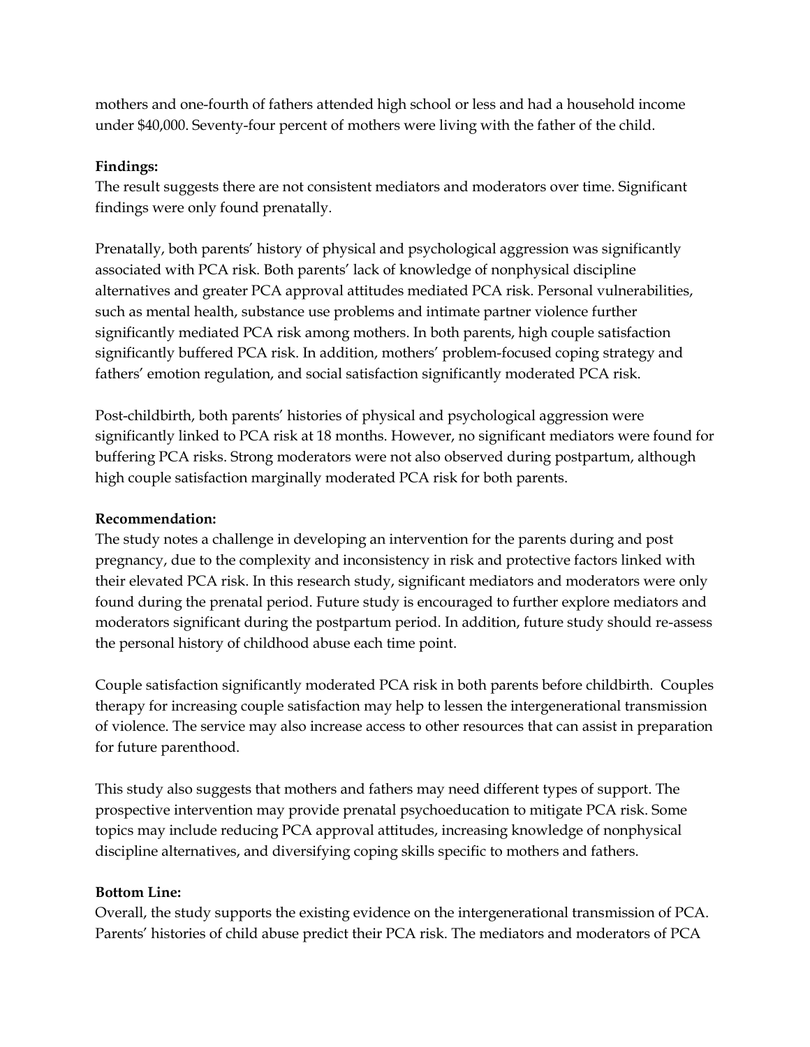mothers and one-fourth of fathers attended high school or less and had a household income under $40,000. Seventy-four percent of mothers were living with the father of the child.

**Findings:**
The result suggests there are not consistent mediators and moderators over time. Significant findings were only found prenatally.

Prenatally, both parents' history of physical and psychological aggression was significantly associated with PCA risk. Both parents' lack of knowledge of nonphysical discipline alternatives and greater PCA approval attitudes mediated PCA risk. Personal vulnerabilities, such as mental health, substance use problems and intimate partner violence further significantly mediated PCA risk among mothers. In both parents, high couple satisfaction significantly buffered PCA risk. In addition, mothers' problem-focused coping strategy and fathers' emotion regulation, and social satisfaction significantly moderated PCA risk.

Post-childbirth, both parents' histories of physical and psychological aggression were significantly linked to PCA risk at 18 months. However, no significant mediators were found for buffering PCA risks. Strong moderators were not also observed during postpartum, although high couple satisfaction marginally moderated PCA risk for both parents.

**Recommendation:**
The study notes a challenge in developing an intervention for the parents during and post pregnancy, due to the complexity and inconsistency in risk and protective factors linked with their elevated PCA risk. In this research study, significant mediators and moderators were only found during the prenatal period. Future study is encouraged to further explore mediators and moderators significant during the postpartum period. In addition, future study should re-assess the personal history of childhood abuse each time point.

Couple satisfaction significantly moderated PCA risk in both parents before childbirth. Couples therapy for increasing couple satisfaction may help to lessen the intergenerational transmission of violence. The service may also increase access to other resources that can assist in preparation for future parenthood.

This study also suggests that mothers and fathers may need different types of support. The prospective intervention may provide prenatal psychoeducation to mitigate PCA risk. Some topics may include reducing PCA approval attitudes, increasing knowledge of nonphysical discipline alternatives, and diversifying coping skills specific to mothers and fathers.

**Bottom Line:**
Overall, the study supports the existing evidence on the intergenerational transmission of PCA. Parents' histories of child abuse predict their PCA risk. The mediators and moderators of PCA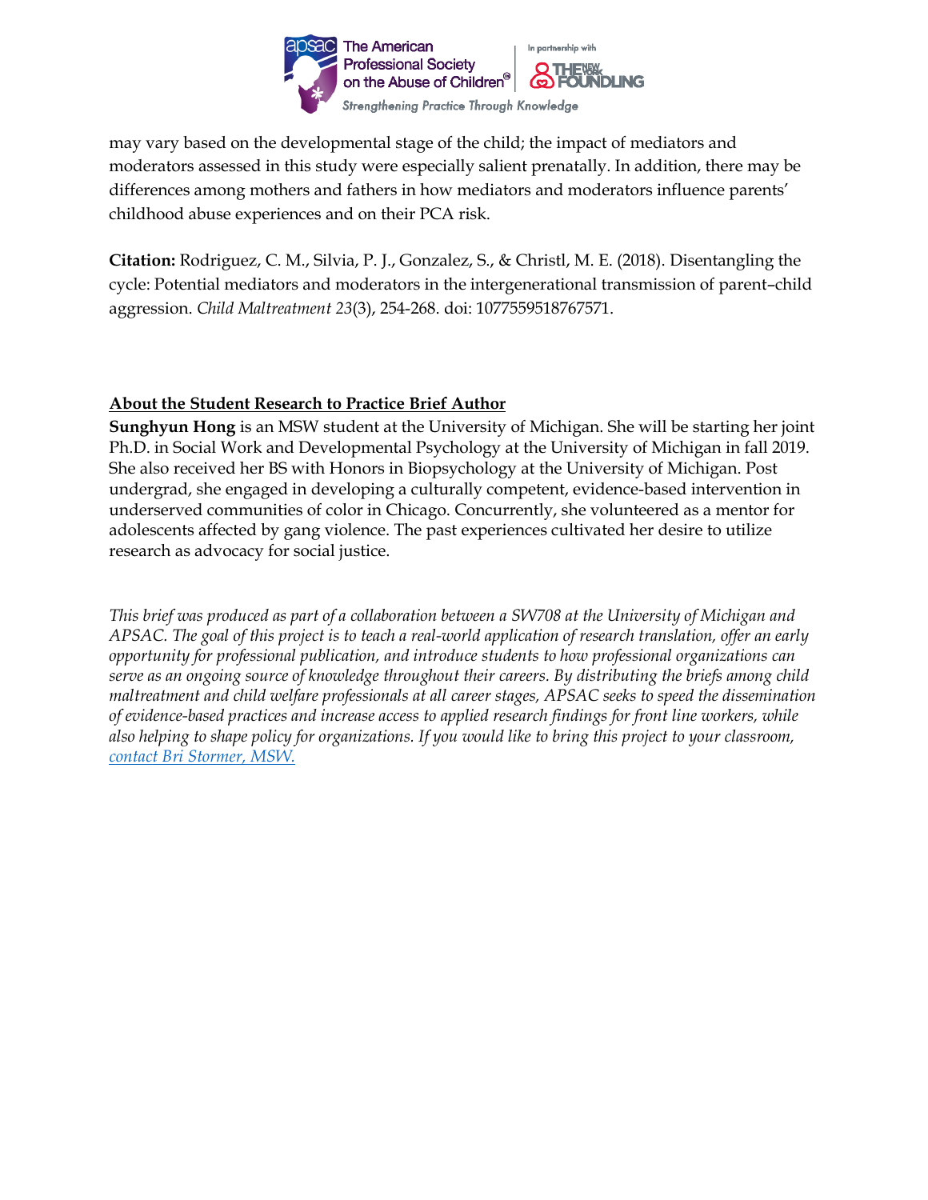may vary based on the developmental stage of the child; the impact of mediators and moderators assessed in this study were especially salient prenatally. In addition, there may be differences among mothers and fathers in how mediators and moderators influence parents' childhood abuse experiences and on their PCA risk.

**Citation:** Rodriguez, C. M., Silvia, P. J., Gonzalez, S., & Christl, M. E. (2018). Disentangling the cycle: Potential mediators and moderators in the intergenerational transmission of parent–child aggression. *Child Maltreatment 23*(3), 254-268. doi: 1077559518767571.

## About the Student Research to Practice Brief Author

**Sunghyun Hong** is an MSW student at the University of Michigan. She will be starting her joint Ph.D. in Social Work and Developmental Psychology at the University of Michigan in fall 2019. She also received her BS with Honors in Biopsychology at the University of Michigan. Post undergrad, she engaged in developing a culturally competent, evidence-based intervention in underserved communities of color in Chicago. Concurrently, she volunteered as a mentor for adolescents affected by gang violence. The past experiences cultivated her desire to utilize research as advocacy for social justice.

*This brief was produced as part of a collaboration between a SW708 at the University of Michigan and APSAC. The goal of this project is to teach a real-world application of research translation, offer an early opportunity for professional publication, and introduce students to how professional organizations can serve as an ongoing source of knowledge throughout their careers. By distributing the briefs among child maltreatment and child welfare professionals at all career stages, APSAC seeks to speed the dissemination of evidence-based practices and increase access to applied research findings for front line workers, while also helping to shape policy for organizations. If you would like to bring this project to your classroom, contact Bri Stormer, MSW.*